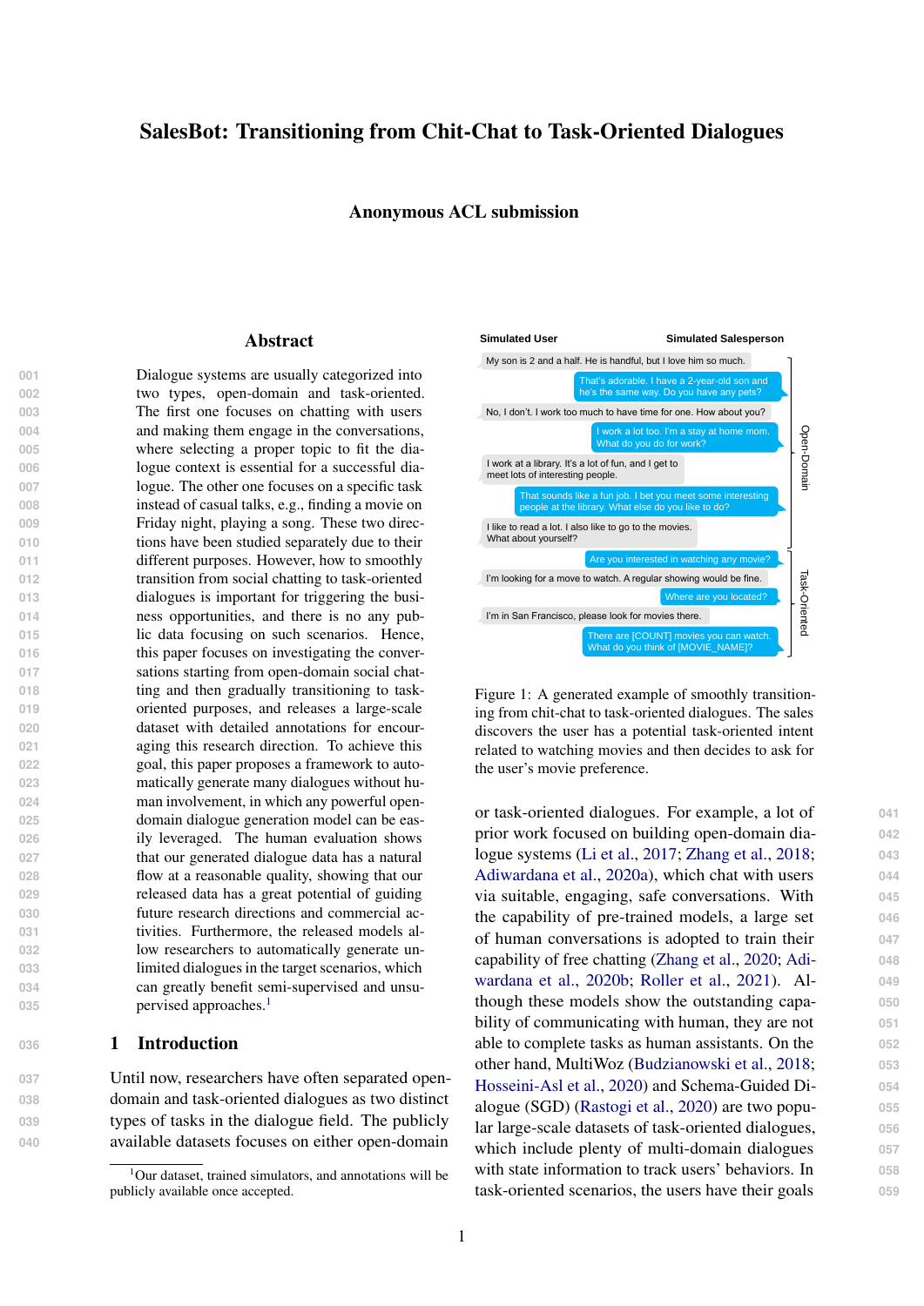# SalesBot: Transitioning from Chit-Chat to Task-Oriented Dialogues

**Anonymous ACL submission**

## Abstract

Dialogue systems are usually categorized into two types, open-domain and task-oriented. The first one focuses on chatting with users and making them engage in the conversations, where selecting a proper topic to fit the dialogue context is essential for a successful dialogue. The other one focuses on a specific task instead of casual talks, e.g., finding a movie on Friday night, playing a song. These two directions have been studied separately due to their different purposes. However, how to smoothly transition from social chatting to task-oriented dialogues is important for triggering the business opportunities, and there is no public data focusing on such scenarios. Hence, this paper focuses on investigating the conversations starting from open-domain social chatting and then gradually transitioning to task-oriented purposes, and releases a large-scale dataset with detailed annotations for encouraging this research direction. To achieve this goal, this paper proposes a framework to automatically generate many dialogues without human involvement, in which any powerful open-domain dialogue generation model can be easily leveraged. The human evaluation shows that our generated dialogue data has a natural flow at a reasonable quality, showing that our released data has a great potential of guiding future research directions and commercial activities. Furthermore, the released models allow researchers to automatically generate unlimited dialogues in the target scenarios, which can greatly benefit semi-supervised and unsupervised approaches.[1]

## 1 Introduction

Until now, researchers have often separated open-domain and task-oriented dialogues as two distinct types of tasks in the dialogue field. The publicly available datasets focuses on either open-domain or task-oriented dialogues. For example, a lot of prior work focused on building open-domain dialogue systems (Li et al., 2017; Zhang et al., 2018; Adiwardana et al., 2020a), which chat with users via suitable, engaging, safe conversations. With the capability of pre-trained models, a large set of human conversations is adopted to train their capability of free chatting (Zhang et al., 2020; Adiwardana et al., 2020b; Roller et al., 2021). Although these models show the outstanding capability of communicating with human, they are not able to complete tasks as human assistants. On the other hand, MultiWoz (Budzianowski et al., 2018; Hosseini-Asl et al., 2020) and Schema-Guided Dialogue (SGD) (Rastogi et al., 2020) are two popular large-scale datasets of task-oriented dialogues, which include plenty of multi-domain dialogues with state information to track users' behaviors. In task-oriented scenarios, the users have their goals

Simulated User

Simulated Salesperson

My son is 2 and a half. He is handful, but I love him so much.

That's adorable. I have a 2-year-old son and he's the same way. Do you have any pets?

No, I don't. I work too much to have time for one. How about you?

I work a lot too. I'm a stay at home mom. What do you do for work?

I work at a library. It's a lot of fun, and I get to meet lots of interesting people.

That sounds like a fun job. I bet you meet some interesting people at the library. What else do you like to do?

I like to read a lot. I also like to go to the movies. What about yourself?

Are you interested in watching any movie?

I'm looking for a move to watch. A regular showing would be fine.

Where are you located?

I'm in San Francisco, please look for movies there.

There are [COUNT] movies you can watch. What do you think of [MOVIE_NAME]?

Open-Domain

Task-Oriented

Figure 1: A generated example of smoothly transitioning from chit-chat to task-oriented dialogues. The sales discovers the user has a potential task-oriented intent related to watching movies and then decides to ask for the user's movie preference.

[1] Our dataset, trained simulators, and annotations will be publicly available once accepted.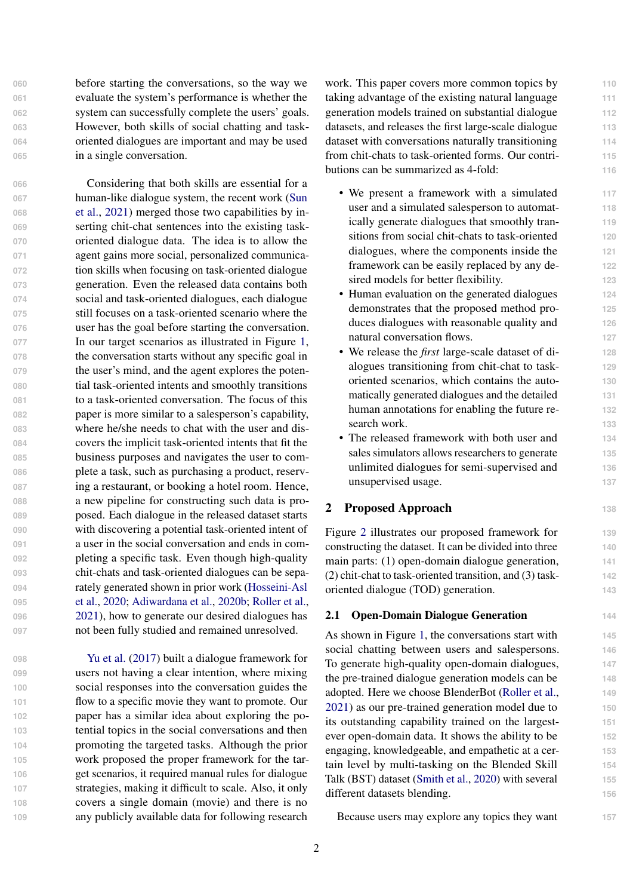before starting the conversations, so the way we evaluate the system's performance is whether the system can successfully complete the users' goals. However, both skills of social chatting and task-oriented dialogues are important and may be used in a single conversation.

Considering that both skills are essential for a human-like dialogue system, the recent work (Sun et al., 2021) merged those two capabilities by inserting chit-chat sentences into the existing task-oriented dialogue data. The idea is to allow the agent gains more social, personalized communication skills when focusing on task-oriented dialogue generation. Even the released data contains both social and task-oriented dialogues, each dialogue still focuses on a task-oriented scenario where the user has the goal before starting the conversation. In our target scenarios as illustrated in Figure 1, the conversation starts without any specific goal in the user's mind, and the agent explores the potential task-oriented intents and smoothly transitions to a task-oriented conversation. The focus of this paper is more similar to a salesperson's capability, where he/she needs to chat with the user and discovers the implicit task-oriented intents that fit the business purposes and navigates the user to complete a task, such as purchasing a product, reserving a restaurant, or booking a hotel room. Hence, a new pipeline for constructing such data is proposed. Each dialogue in the released dataset starts with discovering a potential task-oriented intent of a user in the social conversation and ends in completing a specific task. Even though high-quality chit-chats and task-oriented dialogues can be separately generated shown in prior work (Hosseini-Asl et al., 2020; Adiwardana et al., 2020b; Roller et al., 2021), how to generate our desired dialogues has not been fully studied and remained unresolved.

Yu et al. (2017) built a dialogue framework for users not having a clear intention, where mixing social responses into the conversation guides the flow to a specific movie they want to promote. Our paper has a similar idea about exploring the potential topics in the social conversations and then promoting the targeted tasks. Although the prior work proposed the proper framework for the target scenarios, it required manual rules for dialogue strategies, making it difficult to scale. Also, it only covers a single domain (movie) and there is no any publicly available data for following research work. This paper covers more common topics by taking advantage of the existing natural language generation models trained on substantial dialogue datasets, and releases the first large-scale dialogue dataset with conversations naturally transitioning from chit-chats to task-oriented forms. Our contributions can be summarized as 4-fold:

- We present a framework with a simulated user and a simulated salesperson to automatically generate dialogues that smoothly transitions from social chit-chats to task-oriented dialogues, where the components inside the framework can be easily replaced by any desired models for better flexibility.
- Human evaluation on the generated dialogues demonstrates that the proposed method produces dialogues with reasonable quality and natural conversation flows.
- We release the *first* large-scale dataset of dialogues transitioning from chit-chat to task-oriented scenarios, which contains the automatically generated dialogues and the detailed human annotations for enabling the future research work.
- The released framework with both user and sales simulators allows researchers to generate unlimited dialogues for semi-supervised and unsupervised usage.

## 2 Proposed Approach

Figure 2 illustrates our proposed framework for constructing the dataset. It can be divided into three main parts: (1) open-domain dialogue generation, (2) chit-chat to task-oriented transition, and (3) task-oriented dialogue (TOD) generation.

### 2.1 Open-Domain Dialogue Generation

As shown in Figure 1, the conversations start with social chatting between users and salespersons. To generate high-quality open-domain dialogues, the pre-trained dialogue generation models can be adopted. Here we choose BlenderBot (Roller et al., 2021) as our pre-trained generation model due to its outstanding capability trained on the largest-ever open-domain data. It shows the ability to be engaging, knowledgeable, and empathetic at a certain level by multi-tasking on the Blended Skill Talk (BST) dataset (Smith et al., 2020) with several different datasets blending.

Because users may explore any topics they want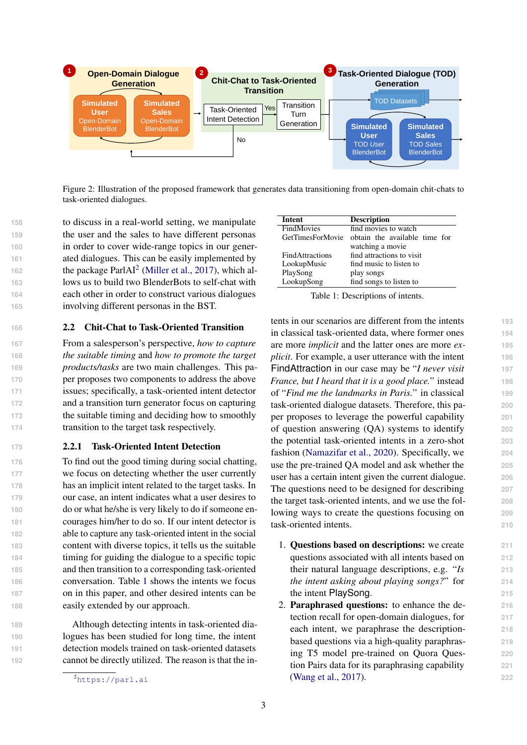1 Open-Domain Dialogue Generation

Simulated User Open-Domain BlenderBot

Simulated Sales Open-Domain BlenderBot

2 Chit-Chat to Task-Oriented Transition

Task-Oriented Intent Detection

Yes

Transition Turn Generation

No

3 Task-Oriented Dialogue (TOD) Generation

TOD Datasets

Simulated User TOD User BlenderBot

Simulated Sales TOD Sales BlenderBot

Figure 2: Illustration of the proposed framework that generates data transitioning from open-domain chit-chats to task-oriented dialogues.

to discuss in a real-world setting, we manipulate the user and the sales to have different personas in order to cover wide-range topics in our generated dialogues. This can be easily implemented by the package ParlAI[2] (Miller et al., 2017), which allows us to build two BlenderBots to self-chat with each other in order to construct various dialogues involving different personas in the BST.

### 2.2 Chit-Chat to Task-Oriented Transition

From a salesperson's perspective, *how to capture the suitable timing* and *how to promote the target products/tasks* are two main challenges. This paper proposes two components to address the above issues; specifically, a task-oriented intent detector and a transition turn generator focus on capturing the suitable timing and deciding how to smoothly transition to the target task respectively.

#### 2.2.1 Task-Oriented Intent Detection

To find out the good timing during social chatting, we focus on detecting whether the user currently has an implicit intent related to the target tasks. In our case, an intent indicates what a user desires to do or what he/she is very likely to do if someone encourages him/her to do so. If our intent detector is able to capture any task-oriented intent in the social content with diverse topics, it tells us the suitable timing for guiding the dialogue to a specific topic and then transition to a corresponding task-oriented conversation. Table 1 shows the intents we focus on in this paper, and other desired intents can be easily extended by our approach.

Although detecting intents in task-oriented dialogues has been studied for long time, the intent detection models trained on task-oriented datasets cannot be directly utilized. The reason is that the intents in our scenarios are different from the intents in classical task-oriented data, where former ones are more *implicit* and the latter ones are more *explicit*. For example, a user utterance with the intent FindAttraction in our case may be "*I never visit France, but I heard that it is a good place.*" instead of "*Find me the landmarks in Paris.*" in classical task-oriented dialogue datasets. Therefore, this paper proposes to leverage the powerful capability of question answering (QA) systems to identify the potential task-oriented intents in a zero-shot fashion (Namazifar et al., 2020). Specifically, we use the pre-trained QA model and ask whether the user has a certain intent given the current dialogue. The questions need to be designed for describing the target task-oriented intents, and we use the following ways to create the questions focusing on task-oriented intents.

| Intent | Description |
|---|---|
| FindMovies | find movies to watch |
| GetTimesForMovie | obtain the available time for watching a movie |
| FindAttractions | find attractions to visit |
| LookupMusic | find music to listen to |
| PlaySong | play songs |
| LookupSong | find songs to listen to |

Table 1: Descriptions of intents.

1. **Questions based on descriptions:** we create questions associated with all intents based on their natural language descriptions, e.g. "*Is the intent asking about playing songs?*" for the intent PlaySong.
2. **Paraphrased questions:** to enhance the detection recall for open-domain dialogues, for each intent, we paraphrase the description-based questions via a high-quality paraphrasing T5 model pre-trained on Quora Question Pairs data for its paraphrasing capability (Wang et al., 2017).

[2] https://parl.ai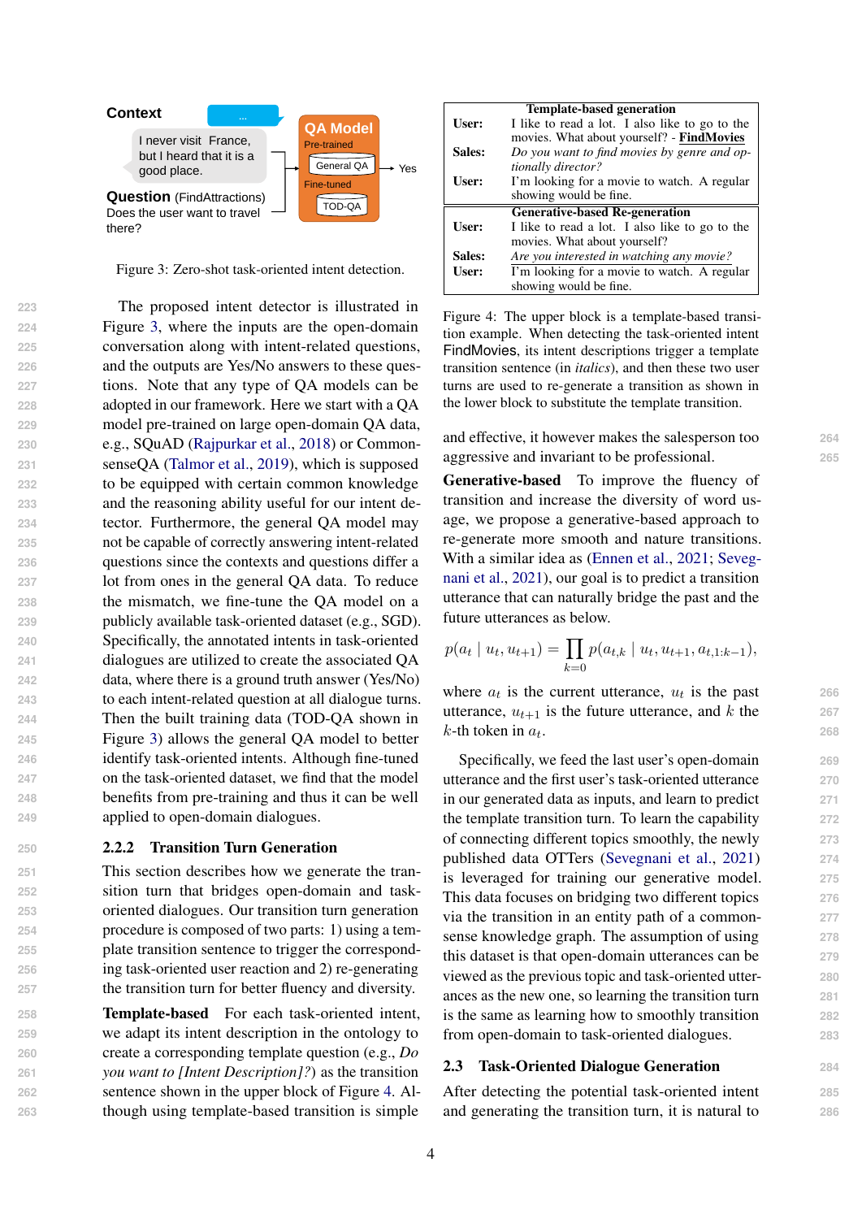Context

...

I never visit France, but I heard that it is a good place.

**Question** (FindAttractions)
Does the user want to travel there?

**QA Model**
Pre-trained
General QA
Fine-tuned
TOD-QA

Yes

Figure 3: Zero-shot task-oriented intent detection.

The proposed intent detector is illustrated in Figure 3, where the inputs are the open-domain conversation along with intent-related questions, and the outputs are Yes/No answers to these questions. Note that any type of QA models can be adopted in our framework. Here we start with a QA model pre-trained on large open-domain QA data, e.g., SQuAD (Rajpurkar et al., 2018) or CommonsenseQA (Talmor et al., 2019), which is supposed to be equipped with certain common knowledge and the reasoning ability useful for our intent detector. Furthermore, the general QA model may not be capable of correctly answering intent-related questions since the contexts and questions differ a lot from ones in the general QA data. To reduce the mismatch, we fine-tune the QA model on a publicly available task-oriented dataset (e.g., SGD). Specifically, the annotated intents in task-oriented dialogues are utilized to create the associated QA data, where there is a ground truth answer (Yes/No) to each intent-related question at all dialogue turns. Then the built training data (TOD-QA shown in Figure 3) allows the general QA model to better identify task-oriented intents. Although fine-tuned on the task-oriented dataset, we find that the model benefits from pre-training and thus it can be well applied to open-domain dialogues.

### 2.2.2 Transition Turn Generation

This section describes how we generate the transition turn that bridges open-domain and task-oriented dialogues. Our transition turn generation procedure is composed of two parts: 1) using a template transition sentence to trigger the corresponding task-oriented user reaction and 2) re-generating the transition turn for better fluency and diversity.

**Template-based** For each task-oriented intent, we adapt its intent description in the ontology to create a corresponding template question (e.g., *Do you want to [Intent Description]?*) as the transition sentence shown in the upper block of Figure 4. Although using template-based transition is simple and effective, it however makes the salesperson too aggressive and invariant to be professional.

| | |
|---|---|
| | **Template-based generation** |
| **User:** | I like to read a lot. I also like to go to the movies. What about yourself? - **FindMovies** |
| **Sales:** | *Do you want to find movies by genre and optionally director?* |
| **User:** | I'm looking for a movie to watch. A regular showing would be fine. |
| | **Generative-based Re-generation** |
| **User:** | I like to read a lot. I also like to go to the movies. What about yourself? |
| **Sales:** | *Are you interested in watching any movie?* |
| **User:** | I'm looking for a movie to watch. A regular showing would be fine. |

Figure 4: The upper block is a template-based transition example. When detecting the task-oriented intent FindMovies, its intent descriptions trigger a template transition sentence (in *italics*), and then these two user turns are used to re-generate a transition as shown in the lower block to substitute the template transition.

**Generative-based** To improve the fluency of transition and increase the diversity of word usage, we propose a generative-based approach to re-generate more smooth and nature transitions. With a similar idea as (Ennen et al., 2021; Sevegnani et al., 2021), our goal is to predict a transition utterance that can naturally bridge the past and the future utterances as below.

$$p(a_t \mid u_t, u_{t+1}) = \prod_{k=0} p(a_{t,k} \mid u_t, u_{t+1}, a_{t,1:k-1}),$$

where $a_t$ is the current utterance, $u_t$ is the past utterance, $u_{t+1}$ is the future utterance, and $k$ the $k$-th token in $a_t$.

Specifically, we feed the last user's open-domain utterance and the first user's task-oriented utterance in our generated data as inputs, and learn to predict the template transition turn. To learn the capability of connecting different topics smoothly, the newly published data OTTers (Sevegnani et al., 2021) is leveraged for training our generative model. This data focuses on bridging two different topics via the transition in an entity path of a commonsense knowledge graph. The assumption of using this dataset is that open-domain utterances can be viewed as the previous topic and task-oriented utterances as the new one, so learning the transition turn is the same as learning how to smoothly transition from open-domain to task-oriented dialogues.

## 2.3 Task-Oriented Dialogue Generation

After detecting the potential task-oriented intent and generating the transition turn, it is natural to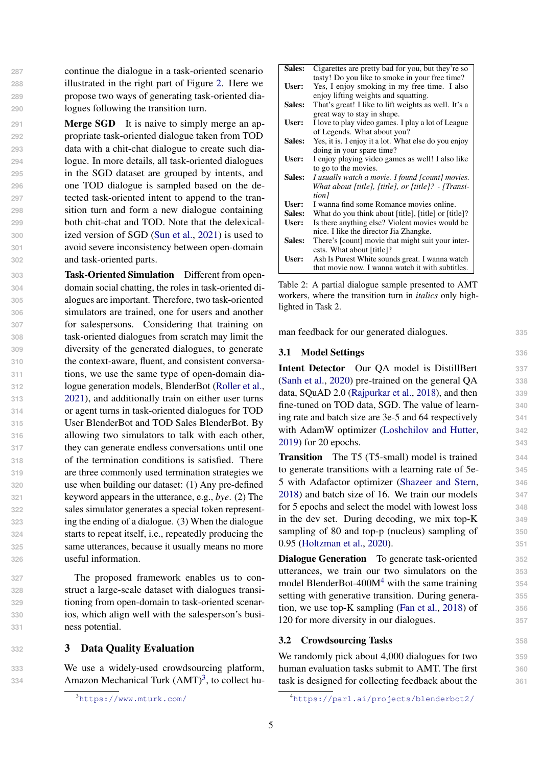continue the dialogue in a task-oriented scenario illustrated in the right part of Figure 2. Here we propose two ways of generating task-oriented dialogues following the transition turn.

**Merge SGD** It is naive to simply merge an appropriate task-oriented dialogue taken from TOD data with a chit-chat dialogue to create such dialogue. In more details, all task-oriented dialogues in the SGD dataset are grouped by intents, and one TOD dialogue is sampled based on the detected task-oriented intent to append to the transition turn and form a new dialogue containing both chit-chat and TOD. Note that the delexicalized version of SGD (Sun et al., 2021) is used to avoid severe inconsistency between open-domain and task-oriented parts.

**Task-Oriented Simulation** Different from open-domain social chatting, the roles in task-oriented dialogues are important. Therefore, two task-oriented simulators are trained, one for users and another for salespersons. Considering that training on task-oriented dialogues from scratch may limit the diversity of the generated dialogues, to generate the context-aware, fluent, and consistent conversations, we use the same type of open-domain dialogue generation models, BlenderBot (Roller et al., 2021), and additionally train on either user turns or agent turns in task-oriented dialogues for TOD User BlenderBot and TOD Sales BlenderBot. By allowing two simulators to talk with each other, they can generate endless conversations until one of the termination conditions is satisfied. There are three commonly used termination strategies we use when building our dataset: (1) Any pre-defined keyword appears in the utterance, e.g., *bye*. (2) The sales simulator generates a special token representing the ending of a dialogue. (3) When the dialogue starts to repeat itself, i.e., repeatedly producing the same utterances, because it usually means no more useful information.

The proposed framework enables us to construct a large-scale dataset with dialogues transitioning from open-domain to task-oriented scenarios, which align well with the salesperson's business potential.

## 3 Data Quality Evaluation

We use a widely-used crowdsourcing platform, Amazon Mechanical Turk (AMT)[3], to collect human feedback for our generated dialogues.

[3] https://www.mturk.com/

| | |
|---|---|
| **Sales:** | Cigarettes are pretty bad for you, but they're so tasty! Do you like to smoke in your free time? |
| **User:** | Yes, I enjoy smoking in my free time. I also enjoy lifting weights and squatting. |
| **Sales:** | That's great! I like to lift weights as well. It's a great way to stay in shape. |
| **User:** | I love to play video games. I play a lot of League of Legends. What about you? |
| **Sales:** | Yes, it is. I enjoy it a lot. What else do you enjoy doing in your spare time? |
| **User:** | I enjoy playing video games as well! I also like to go to the movies. |
| **Sales:** | *I usually watch a movie. I found [count] movies. What about [title], [title], or [title]? - [Transition]* |
| **User:** | I wanna find some Romance movies online. |
| **Sales:** | What do you think about [title], [title] or [title]? |
| **User:** | Is there anything else? Violent movies would be nice. I like the director Jia Zhangke. |
| **Sales:** | There's [count] movie that might suit your interests. What about [title]? |
| **User:** | Ash Is Purest White sounds great. I wanna watch that movie now. I wanna watch it with subtitles. |

Table 2: A partial dialogue sample presented to AMT workers, where the transition turn in *italics* only highlighted in Task 2.

### 3.1 Model Settings

**Intent Detector** Our QA model is DistillBert (Sanh et al., 2020) pre-trained on the general QA data, SQuAD 2.0 (Rajpurkar et al., 2018), and then fine-tuned on TOD data, SGD. The value of learning rate and batch size are 3e-5 and 64 respectively with AdamW optimizer (Loshchilov and Hutter, 2019) for 20 epochs.

**Transition** The T5 (T5-small) model is trained to generate transitions with a learning rate of 5e-5 with Adafactor optimizer (Shazeer and Stern, 2018) and batch size of 16. We train our models for 5 epochs and select the model with lowest loss in the dev set. During decoding, we mix top-K sampling of 80 and top-p (nucleus) sampling of 0.95 (Holtzman et al., 2020).

**Dialogue Generation** To generate task-oriented utterances, we train our two simulators on the model BlenderBot-400M[4] with the same training setting with generative transition. During generation, we use top-K sampling (Fan et al., 2018) of 120 for more diversity in our dialogues.

### 3.2 Crowdsourcing Tasks

We randomly pick about 4,000 dialogues for two human evaluation tasks submit to AMT. The first task is designed for collecting feedback about the

[4] https://parl.ai/projects/blenderbot2/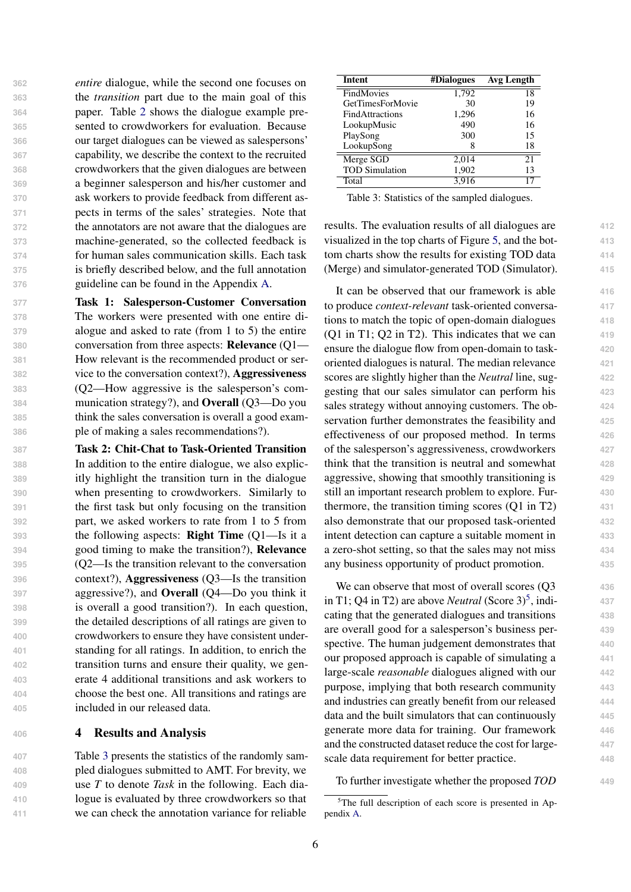*entire* dialogue, while the second one focuses on the *transition* part due to the main goal of this paper. Table 2 shows the dialogue example presented to crowdworkers for evaluation. Because our target dialogues can be viewed as salespersons' capability, we describe the context to the recruited crowdworkers that the given dialogues are between a beginner salesperson and his/her customer and ask workers to provide feedback from different aspects in terms of the sales' strategies. Note that the annotators are not aware that the dialogues are machine-generated, so the collected feedback is for human sales communication skills. Each task is briefly described below, and the full annotation guideline can be found in the Appendix A.

**Task 1: Salesperson-Customer Conversation** The workers were presented with one entire dialogue and asked to rate (from 1 to 5) the entire conversation from three aspects: **Relevance** (Q1—How relevant is the recommended product or service to the conversation context?), **Aggressiveness** (Q2—How aggressive is the salesperson's communication strategy?), and **Overall** (Q3—Do you think the sales conversation is overall a good example of making a sales recommendations?).

**Task 2: Chit-Chat to Task-Oriented Transition** In addition to the entire dialogue, we also explicitly highlight the transition turn in the dialogue when presenting to crowdworkers. Similarly to the first task but only focusing on the transition part, we asked workers to rate from 1 to 5 from the following aspects: **Right Time** (Q1—Is it a good timing to make the transition?), **Relevance** (Q2—Is the transition relevant to the conversation context?), **Aggressiveness** (Q3—Is the transition aggressive?), and **Overall** (Q4—Do you think it is overall a good transition?). In each question, the detailed descriptions of all ratings are given to crowdworkers to ensure they have consistent understanding for all ratings. In addition, to enrich the transition turns and ensure their quality, we generate 4 additional transitions and ask workers to choose the best one. All transitions and ratings are included in our released data.

## 4 Results and Analysis

Table 3 presents the statistics of the randomly sampled dialogues submitted to AMT. For brevity, we use *T* to denote *Task* in the following. Each dialogue is evaluated by three crowdworkers so that we can check the annotation variance for reliable results. The evaluation results of all dialogues are visualized in the top charts of Figure 5, and the bottom charts show the results for existing TOD data (Merge) and simulator-generated TOD (Simulator).

| Intent | #Dialogues | Avg Length |
|---|---|---|
| FindMovies | 1,792 | 18 |
| GetTimesForMovie | 30 | 19 |
| FindAttractions | 1,296 | 16 |
| LookupMusic | 490 | 16 |
| PlaySong | 300 | 15 |
| LookupSong | 8 | 18 |
| Merge SGD | 2,014 | 21 |
| TOD Simulation | 1,902 | 13 |
| Total | 3,916 | 17 |

Table 3: Statistics of the sampled dialogues.

It can be observed that our framework is able to produce *context-relevant* task-oriented conversations to match the topic of open-domain dialogues (Q1 in T1; Q2 in T2). This indicates that we can ensure the dialogue flow from open-domain to task-oriented dialogues is natural. The median relevance scores are slightly higher than the *Neutral* line, suggesting that our sales simulator can perform his sales strategy without annoying customers. The observation further demonstrates the feasibility and effectiveness of our proposed method. In terms of the salesperson's aggressiveness, crowdworkers think that the transition is neutral and somewhat aggressive, showing that smoothly transitioning is still an important research problem to explore. Furthermore, the transition timing scores (Q1 in T2) also demonstrate that our proposed task-oriented intent detection can capture a suitable moment in a zero-shot setting, so that the sales may not miss any business opportunity of product promotion.

We can observe that most of overall scores (Q3 in T1; Q4 in T2) are above *Neutral* (Score 3)[5], indicating that the generated dialogues and transitions are overall good for a salesperson's business perspective. The human judgement demonstrates that our proposed approach is capable of simulating a large-scale *reasonable* dialogues aligned with our purpose, implying that both research community and industries can greatly benefit from our released data and the built simulators that can continuously generate more data for training. Our framework and the constructed dataset reduce the cost for large-scale data requirement for better practice.

To further investigate whether the proposed *TOD*

[5] The full description of each score is presented in Appendix A.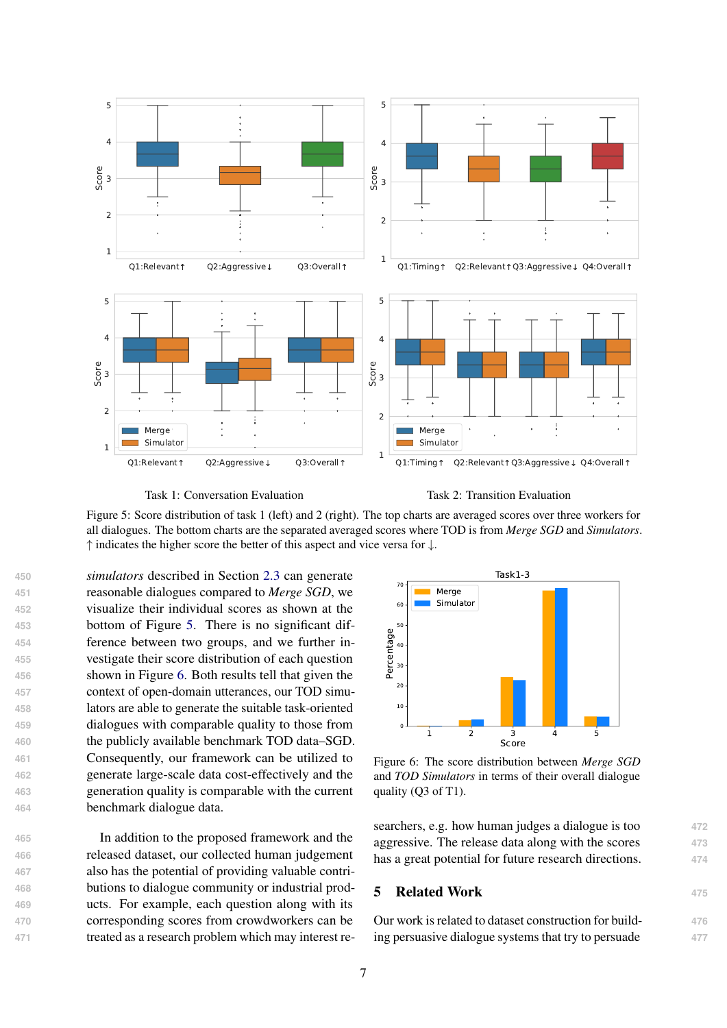Task 1: Conversation Evaluation

Task 2: Transition Evaluation

Figure 5: Score distribution of task 1 (left) and 2 (right). The top charts are averaged scores over three workers for all dialogues. The bottom charts are the separated averaged scores where TOD is from *Merge SGD* and *Simulators*. ↑ indicates the higher score the better of this aspect and vice versa for ↓.

*simulators* described in Section 2.3 can generate reasonable dialogues compared to *Merge SGD*, we visualize their individual scores as shown at the bottom of Figure 5. There is no significant difference between two groups, and we further investigate their score distribution of each question shown in Figure 6. Both results tell that given the context of open-domain utterances, our TOD simulators are able to generate the suitable task-oriented dialogues with comparable quality to those from the publicly available benchmark TOD data–SGD. Consequently, our framework can be utilized to generate large-scale data cost-effectively and the generation quality is comparable with the current benchmark dialogue data.

In addition to the proposed framework and the released dataset, our collected human judgement also has the potential of providing valuable contributions to dialogue community or industrial products. For example, each question along with its corresponding scores from crowdworkers can be treated as a research problem which may interest researchers, e.g. how human judges a dialogue is too aggressive. The release data along with the scores has a great potential for future research directions.

Figure 6: The score distribution between *Merge SGD* and *TOD Simulators* in terms of their overall dialogue quality (Q3 of T1).

## 5 Related Work

Our work is related to dataset construction for building persuasive dialogue systems that try to persuade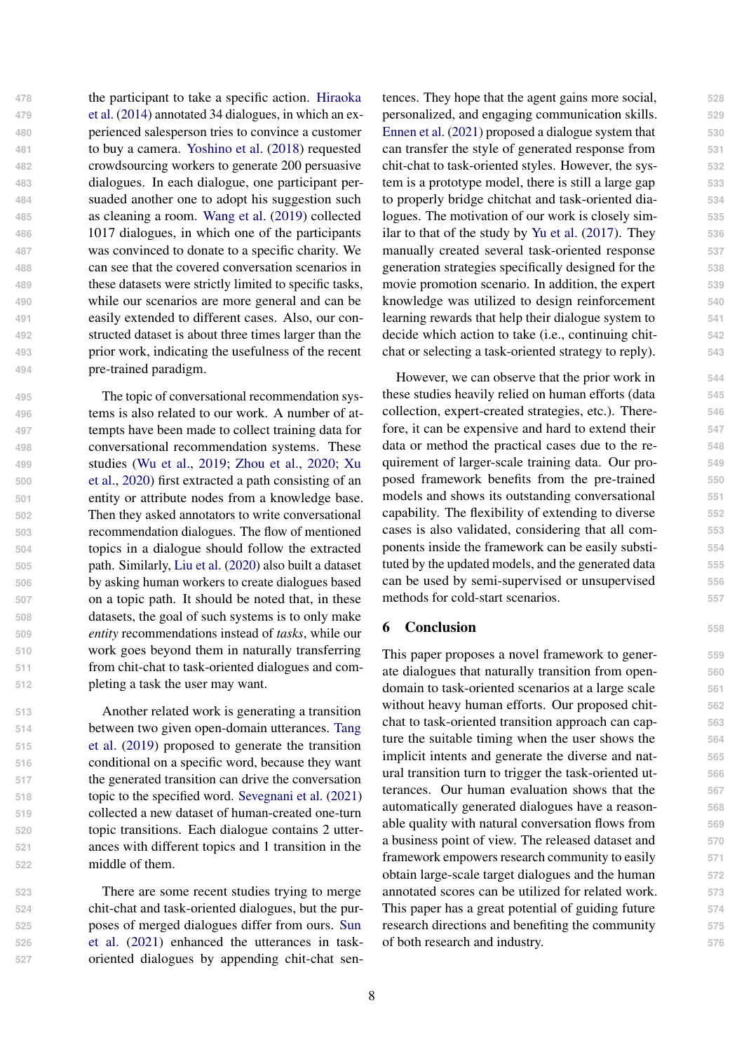the participant to take a specific action. Hiraoka et al. (2014) annotated 34 dialogues, in which an experienced salesperson tries to convince a customer to buy a camera. Yoshino et al. (2018) requested crowdsourcing workers to generate 200 persuasive dialogues. In each dialogue, one participant persuaded another one to adopt his suggestion such as cleaning a room. Wang et al. (2019) collected 1017 dialogues, in which one of the participants was convinced to donate to a specific charity. We can see that the covered conversation scenarios in these datasets were strictly limited to specific tasks, while our scenarios are more general and can be easily extended to different cases. Also, our constructed dataset is about three times larger than the prior work, indicating the usefulness of the recent pre-trained paradigm.

The topic of conversational recommendation systems is also related to our work. A number of attempts have been made to collect training data for conversational recommendation systems. These studies (Wu et al., 2019; Zhou et al., 2020; Xu et al., 2020) first extracted a path consisting of an entity or attribute nodes from a knowledge base. Then they asked annotators to write conversational recommendation dialogues. The flow of mentioned topics in a dialogue should follow the extracted path. Similarly, Liu et al. (2020) also built a dataset by asking human workers to create dialogues based on a topic path. It should be noted that, in these datasets, the goal of such systems is to only make *entity* recommendations instead of *tasks*, while our work goes beyond them in naturally transferring from chit-chat to task-oriented dialogues and completing a task the user may want.

Another related work is generating a transition between two given open-domain utterances. Tang et al. (2019) proposed to generate the transition conditional on a specific word, because they want the generated transition can drive the conversation topic to the specified word. Sevegnani et al. (2021) collected a new dataset of human-created one-turn topic transitions. Each dialogue contains 2 utterances with different topics and 1 transition in the middle of them.

There are some recent studies trying to merge chit-chat and task-oriented dialogues, but the purposes of merged dialogues differ from ours. Sun et al. (2021) enhanced the utterances in task-oriented dialogues by appending chit-chat sentences. They hope that the agent gains more social, personalized, and engaging communication skills. Ennen et al. (2021) proposed a dialogue system that can transfer the style of generated response from chit-chat to task-oriented styles. However, the system is a prototype model, there is still a large gap to properly bridge chitchat and task-oriented dialogues. The motivation of our work is closely similar to that of the study by Yu et al. (2017). They manually created several task-oriented response generation strategies specifically designed for the movie promotion scenario. In addition, the expert knowledge was utilized to design reinforcement learning rewards that help their dialogue system to decide which action to take (i.e., continuing chit-chat or selecting a task-oriented strategy to reply).

However, we can observe that the prior work in these studies heavily relied on human efforts (data collection, expert-created strategies, etc.). Therefore, it can be expensive and hard to extend their data or method the practical cases due to the requirement of larger-scale training data. Our proposed framework benefits from the pre-trained models and shows its outstanding conversational capability. The flexibility of extending to diverse cases is also validated, considering that all components inside the framework can be easily substituted by the updated models, and the generated data can be used by semi-supervised or unsupervised methods for cold-start scenarios.

## 6 Conclusion

This paper proposes a novel framework to generate dialogues that naturally transition from open-domain to task-oriented scenarios at a large scale without heavy human efforts. Our proposed chit-chat to task-oriented transition approach can capture the suitable timing when the user shows the implicit intents and generate the diverse and natural transition turn to trigger the task-oriented utterances. Our human evaluation shows that the automatically generated dialogues have a reasonable quality with natural conversation flows from a business point of view. The released dataset and framework empowers research community to easily obtain large-scale target dialogues and the human annotated scores can be utilized for related work. This paper has a great potential of guiding future research directions and benefiting the community of both research and industry.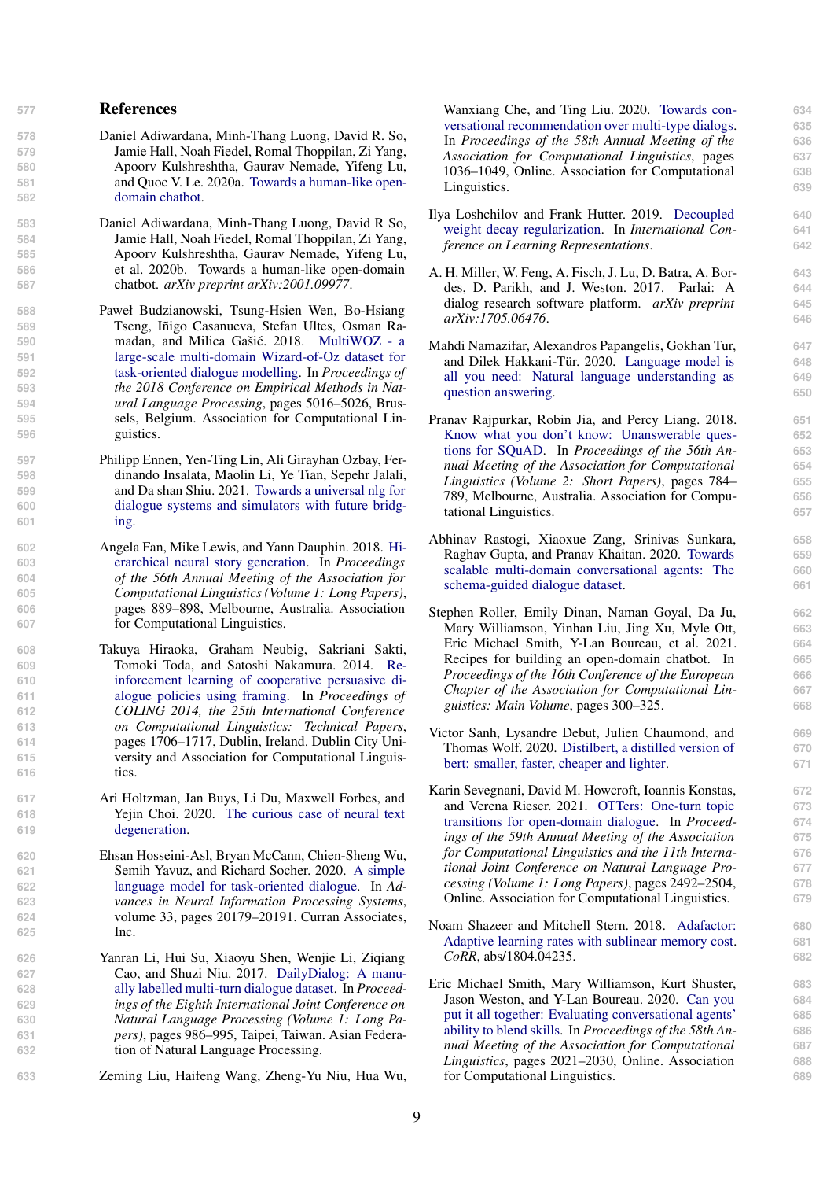## References

Daniel Adiwardana, Minh-Thang Luong, David R. So, Jamie Hall, Noah Fiedel, Romal Thoppilan, Zi Yang, Apoorv Kulshreshtha, Gaurav Nemade, Yifeng Lu, and Quoc V. Le. 2020a. Towards a human-like open-domain chatbot.

Daniel Adiwardana, Minh-Thang Luong, David R So, Jamie Hall, Noah Fiedel, Romal Thoppilan, Zi Yang, Apoorv Kulshreshtha, Gaurav Nemade, Yifeng Lu, et al. 2020b. Towards a human-like open-domain chatbot. *arXiv preprint arXiv:2001.09977*.

Paweł Budzianowski, Tsung-Hsien Wen, Bo-Hsiang Tseng, Iñigo Casanueva, Stefan Ultes, Osman Ramadan, and Milica Gašić. 2018. MultiWOZ - a large-scale multi-domain Wizard-of-Oz dataset for task-oriented dialogue modelling. In *Proceedings of the 2018 Conference on Empirical Methods in Natural Language Processing*, pages 5016–5026, Brussels, Belgium. Association for Computational Linguistics.

Philipp Ennen, Yen-Ting Lin, Ali Girayhan Ozbay, Ferdinando Insalata, Maolin Li, Ye Tian, Sepehr Jalali, and Da shan Shiu. 2021. Towards a universal nlg for dialogue systems and simulators with future bridging.

Angela Fan, Mike Lewis, and Yann Dauphin. 2018. Hierarchical neural story generation. In *Proceedings of the 56th Annual Meeting of the Association for Computational Linguistics (Volume 1: Long Papers)*, pages 889–898, Melbourne, Australia. Association for Computational Linguistics.

Takuya Hiraoka, Graham Neubig, Sakriani Sakti, Tomoki Toda, and Satoshi Nakamura. 2014. Reinforcement learning of cooperative persuasive dialogue policies using framing. In *Proceedings of COLING 2014, the 25th International Conference on Computational Linguistics: Technical Papers*, pages 1706–1717, Dublin, Ireland. Dublin City University and Association for Computational Linguistics.

Ari Holtzman, Jan Buys, Li Du, Maxwell Forbes, and Yejin Choi. 2020. The curious case of neural text degeneration.

Ehsan Hosseini-Asl, Bryan McCann, Chien-Sheng Wu, Semih Yavuz, and Richard Socher. 2020. A simple language model for task-oriented dialogue. In *Advances in Neural Information Processing Systems*, volume 33, pages 20179–20191. Curran Associates, Inc.

Yanran Li, Hui Su, Xiaoyu Shen, Wenjie Li, Ziqiang Cao, and Shuzi Niu. 2017. DailyDialog: A manually labelled multi-turn dialogue dataset. In *Proceedings of the Eighth International Joint Conference on Natural Language Processing (Volume 1: Long Papers)*, pages 986–995, Taipei, Taiwan. Asian Federation of Natural Language Processing.

Zeming Liu, Haifeng Wang, Zheng-Yu Niu, Hua Wu, Wanxiang Che, and Ting Liu. 2020. Towards conversational recommendation over multi-type dialogs. In *Proceedings of the 58th Annual Meeting of the Association for Computational Linguistics*, pages 1036–1049, Online. Association for Computational Linguistics.

Ilya Loshchilov and Frank Hutter. 2019. Decoupled weight decay regularization. In *International Conference on Learning Representations*.

A. H. Miller, W. Feng, A. Fisch, J. Lu, D. Batra, A. Bordes, D. Parikh, and J. Weston. 2017. Parlai: A dialog research software platform. *arXiv preprint arXiv:1705.06476*.

Mahdi Namazifar, Alexandros Papangelis, Gokhan Tur, and Dilek Hakkani-Tür. 2020. Language model is all you need: Natural language understanding as question answering.

Pranav Rajpurkar, Robin Jia, and Percy Liang. 2018. Know what you don't know: Unanswerable questions for SQuAD. In *Proceedings of the 56th Annual Meeting of the Association for Computational Linguistics (Volume 2: Short Papers)*, pages 784–789, Melbourne, Australia. Association for Computational Linguistics.

Abhinav Rastogi, Xiaoxue Zang, Srinivas Sunkara, Raghav Gupta, and Pranav Khaitan. 2020. Towards scalable multi-domain conversational agents: The schema-guided dialogue dataset.

Stephen Roller, Emily Dinan, Naman Goyal, Da Ju, Mary Williamson, Yinhan Liu, Jing Xu, Myle Ott, Eric Michael Smith, Y-Lan Boureau, et al. 2021. Recipes for building an open-domain chatbot. In *Proceedings of the 16th Conference of the European Chapter of the Association for Computational Linguistics: Main Volume*, pages 300–325.

Victor Sanh, Lysandre Debut, Julien Chaumond, and Thomas Wolf. 2020. Distilbert, a distilled version of bert: smaller, faster, cheaper and lighter.

Karin Sevegnani, David M. Howcroft, Ioannis Konstas, and Verena Rieser. 2021. OTTers: One-turn topic transitions for open-domain dialogue. In *Proceedings of the 59th Annual Meeting of the Association for Computational Linguistics and the 11th International Joint Conference on Natural Language Processing (Volume 1: Long Papers)*, pages 2492–2504, Online. Association for Computational Linguistics.

Noam Shazeer and Mitchell Stern. 2018. Adafactor: Adaptive learning rates with sublinear memory cost. *CoRR*, abs/1804.04235.

Eric Michael Smith, Mary Williamson, Kurt Shuster, Jason Weston, and Y-Lan Boureau. 2020. Can you put it all together: Evaluating conversational agents' ability to blend skills. In *Proceedings of the 58th Annual Meeting of the Association for Computational Linguistics*, pages 2021–2030, Online. Association for Computational Linguistics.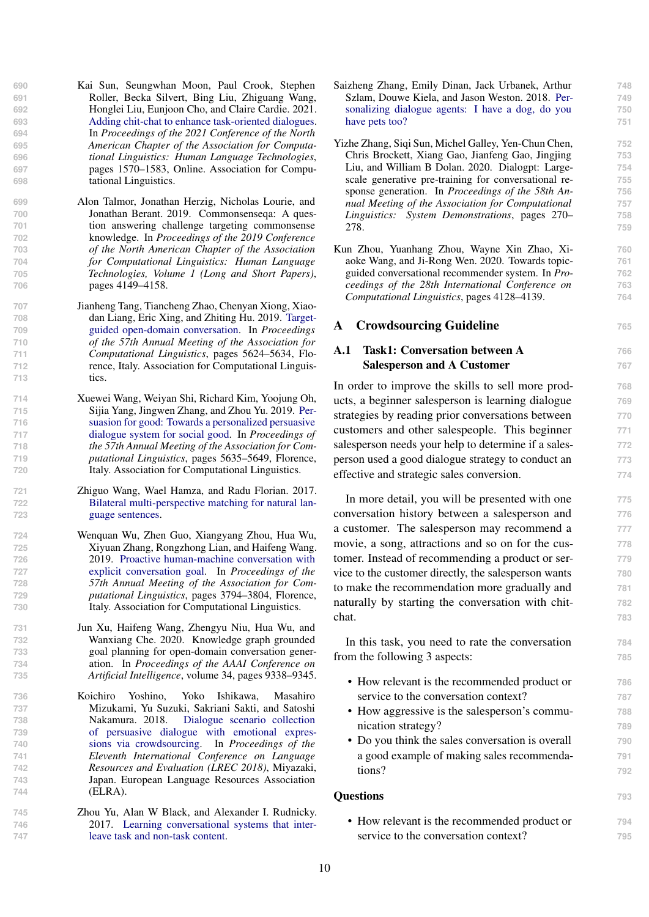Kai Sun, Seungwhan Moon, Paul Crook, Stephen Roller, Becka Silvert, Bing Liu, Zhiguang Wang, Honglei Liu, Eunjoon Cho, and Claire Cardie. 2021. Adding chit-chat to enhance task-oriented dialogues. In *Proceedings of the 2021 Conference of the North American Chapter of the Association for Computational Linguistics: Human Language Technologies*, pages 1570–1583, Online. Association for Computational Linguistics.

Alon Talmor, Jonathan Herzig, Nicholas Lourie, and Jonathan Berant. 2019. Commonsenseqa: A question answering challenge targeting commonsense knowledge. In *Proceedings of the 2019 Conference of the North American Chapter of the Association for Computational Linguistics: Human Language Technologies, Volume 1 (Long and Short Papers)*, pages 4149–4158.

Jianheng Tang, Tiancheng Zhao, Chenyan Xiong, Xiaodan Liang, Eric Xing, and Zhiting Hu. 2019. Target-guided open-domain conversation. In *Proceedings of the 57th Annual Meeting of the Association for Computational Linguistics*, pages 5624–5634, Florence, Italy. Association for Computational Linguistics.

Xuewei Wang, Weiyan Shi, Richard Kim, Yoojung Oh, Sijia Yang, Jingwen Zhang, and Zhou Yu. 2019. Persuasion for good: Towards a personalized persuasive dialogue system for social good. In *Proceedings of the 57th Annual Meeting of the Association for Computational Linguistics*, pages 5635–5649, Florence, Italy. Association for Computational Linguistics.

Zhiguo Wang, Wael Hamza, and Radu Florian. 2017. Bilateral multi-perspective matching for natural language sentences.

Wenquan Wu, Zhen Guo, Xiangyang Zhou, Hua Wu, Xiyuan Zhang, Rongzhong Lian, and Haifeng Wang. 2019. Proactive human-machine conversation with explicit conversation goal. In *Proceedings of the 57th Annual Meeting of the Association for Computational Linguistics*, pages 3794–3804, Florence, Italy. Association for Computational Linguistics.

Jun Xu, Haifeng Wang, Zhengyu Niu, Hua Wu, and Wanxiang Che. 2020. Knowledge graph grounded goal planning for open-domain conversation generation. In *Proceedings of the AAAI Conference on Artificial Intelligence*, volume 34, pages 9338–9345.

Koichiro Yoshino, Yoko Ishikawa, Masahiro Mizukami, Yu Suzuki, Sakriani Sakti, and Satoshi Nakamura. 2018. Dialogue scenario collection of persuasive dialogue with emotional expressions via crowdsourcing. In *Proceedings of the Eleventh International Conference on Language Resources and Evaluation (LREC 2018)*, Miyazaki, Japan. European Language Resources Association (ELRA).

Zhou Yu, Alan W Black, and Alexander I. Rudnicky. 2017. Learning conversational systems that interleave task and non-task content.

Saizheng Zhang, Emily Dinan, Jack Urbanek, Arthur Szlam, Douwe Kiela, and Jason Weston. 2018. Personalizing dialogue agents: I have a dog, do you have pets too?

Yizhe Zhang, Siqi Sun, Michel Galley, Yen-Chun Chen, Chris Brockett, Xiang Gao, Jianfeng Gao, Jingjing Liu, and William B Dolan. 2020. Dialogpt: Large-scale generative pre-training for conversational response generation. In *Proceedings of the 58th Annual Meeting of the Association for Computational Linguistics: System Demonstrations*, pages 270–278.

Kun Zhou, Yuanhang Zhou, Wayne Xin Zhao, Xiaoke Wang, and Ji-Rong Wen. 2020. Towards topic-guided conversational recommender system. In *Proceedings of the 28th International Conference on Computational Linguistics*, pages 4128–4139.

## A Crowdsourcing Guideline

### A.1 Task1: Conversation between A Salesperson and A Customer

In order to improve the skills to sell more products, a beginner salesperson is learning dialogue strategies by reading prior conversations between customers and other salespeople. This beginner salesperson needs your help to determine if a salesperson used a good dialogue strategy to conduct an effective and strategic sales conversion.

In more detail, you will be presented with one conversation history between a salesperson and a customer. The salesperson may recommend a movie, a song, attractions and so on for the customer. Instead of recommending a product or service to the customer directly, the salesperson wants to make the recommendation more gradually and naturally by starting the conversation with chit-chat.

In this task, you need to rate the conversation from the following 3 aspects:

- How relevant is the recommended product or service to the conversation context?
- How aggressive is the salesperson's communication strategy?
- Do you think the sales conversation is overall a good example of making sales recommendations?

**Questions**

- How relevant is the recommended product or service to the conversation context?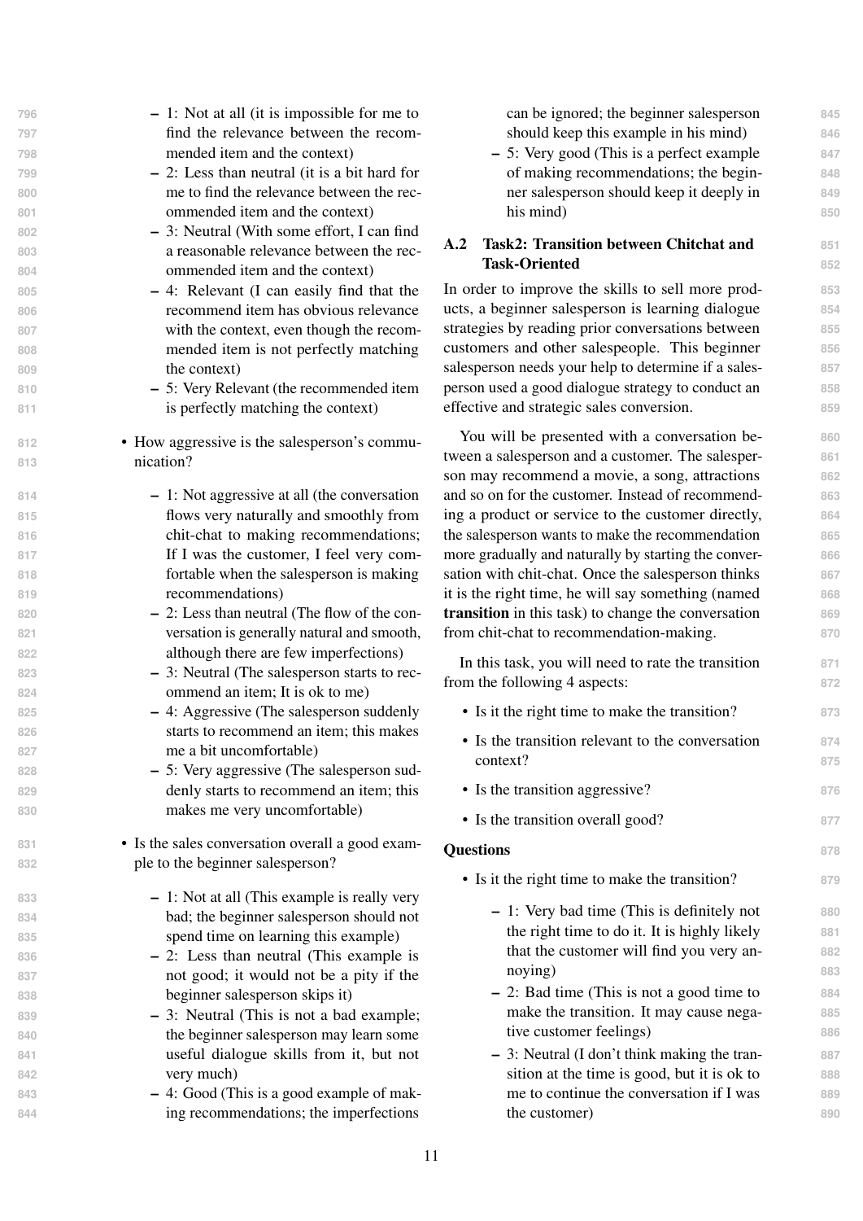- 1: Not at all (it is impossible for me to find the relevance between the recommended item and the context)
  - 2: Less than neutral (it is a bit hard for me to find the relevance between the recommended item and the context)
  - 3: Neutral (With some effort, I can find a reasonable relevance between the recommended item and the context)
  - 4: Relevant (I can easily find that the recommend item has obvious relevance with the context, even though the recommended item is not perfectly matching the context)
  - 5: Very Relevant (the recommended item is perfectly matching the context)

- How aggressive is the salesperson's communication?
  - 1: Not aggressive at all (the conversation flows very naturally and smoothly from chit-chat to making recommendations; If I was the customer, I feel very comfortable when the salesperson is making recommendations)
  - 2: Less than neutral (The flow of the conversation is generally natural and smooth, although there are few imperfections)
  - 3: Neutral (The salesperson starts to recommend an item; It is ok to me)
  - 4: Aggressive (The salesperson suddenly starts to recommend an item; this makes me a bit uncomfortable)
  - 5: Very aggressive (The salesperson suddenly starts to recommend an item; this makes me very uncomfortable)

- Is the sales conversation overall a good example to the beginner salesperson?
  - 1: Not at all (This example is really very bad; the beginner salesperson should not spend time on learning this example)
  - 2: Less than neutral (This example is not good; it would not be a pity if the beginner salesperson skips it)
  - 3: Neutral (This is not a bad example; the beginner salesperson may learn some useful dialogue skills from it, but not very much)
  - 4: Good (This is a good example of making recommendations; the imperfections can be ignored; the beginner salesperson should keep this example in his mind)
  - 5: Very good (This is a perfect example of making recommendations; the beginner salesperson should keep it deeply in his mind)

## A.2 Task2: Transition between Chitchat and Task-Oriented

In order to improve the skills to sell more products, a beginner salesperson is learning dialogue strategies by reading prior conversations between customers and other salespeople. This beginner salesperson needs your help to determine if a salesperson used a good dialogue strategy to conduct an effective and strategic sales conversion.

You will be presented with a conversation between a salesperson and a customer. The salesperson may recommend a movie, a song, attractions and so on for the customer. Instead of recommending a product or service to the customer directly, the salesperson wants to make the recommendation more gradually and naturally by starting the conversation with chit-chat. Once the salesperson thinks it is the right time, he will say something (named **transition** in this task) to change the conversation from chit-chat to recommendation-making.

In this task, you will need to rate the transition from the following 4 aspects:

- Is it the right time to make the transition?
- Is the transition relevant to the conversation context?
- Is the transition aggressive?
- Is the transition overall good?

**Questions**

- Is it the right time to make the transition?
  - 1: Very bad time (This is definitely not the right time to do it. It is highly likely that the customer will find you very annoying)
  - 2: Bad time (This is not a good time to make the transition. It may cause negative customer feelings)
  - 3: Neutral (I don't think making the transition at the time is good, but it is ok to me to continue the conversation if I was the customer)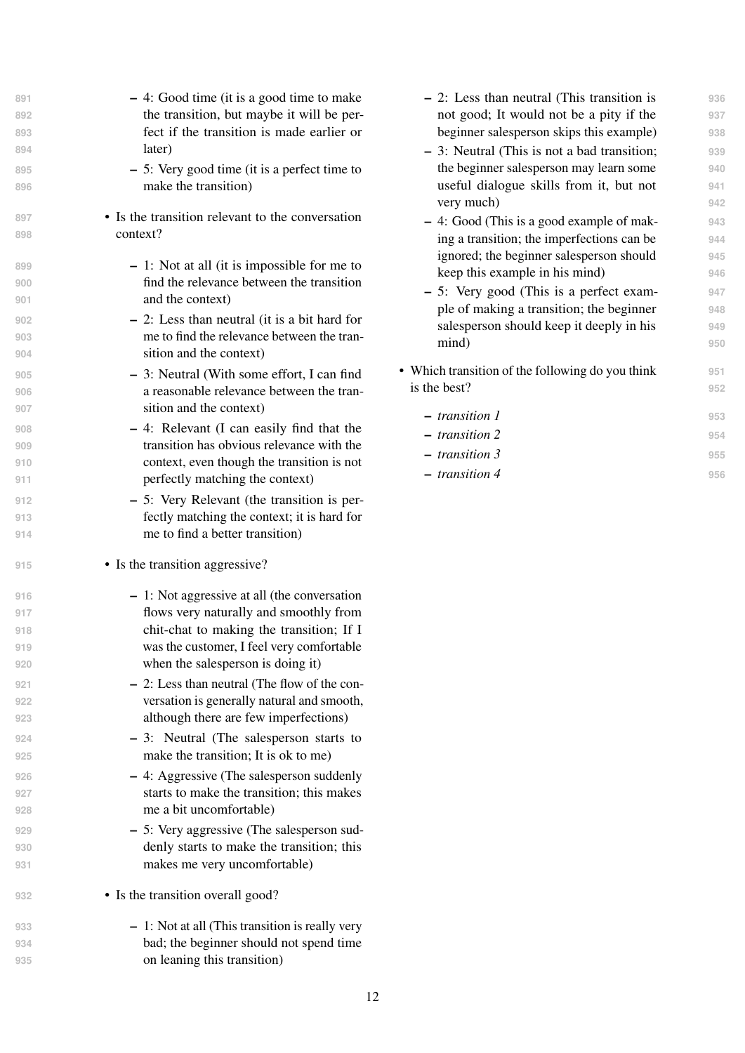- 4: Good time (it is a good time to make the transition, but maybe it will be perfect if the transition is made earlier or later)
  - 5: Very good time (it is a perfect time to make the transition)

- Is the transition relevant to the conversation context?

  - 1: Not at all (it is impossible for me to find the relevance between the transition and the context)
  - 2: Less than neutral (it is a bit hard for me to find the relevance between the transition and the context)
  - 3: Neutral (With some effort, I can find a reasonable relevance between the transition and the context)
  - 4: Relevant (I can easily find that the transition has obvious relevance with the context, even though the transition is not perfectly matching the context)
  - 5: Very Relevant (the transition is perfectly matching the context; it is hard for me to find a better transition)

- Is the transition aggressive?

  - 1: Not aggressive at all (the conversation flows very naturally and smoothly from chit-chat to making the transition; If I was the customer, I feel very comfortable when the salesperson is doing it)
  - 2: Less than neutral (The flow of the conversation is generally natural and smooth, although there are few imperfections)
  - 3: Neutral (The salesperson starts to make the transition; It is ok to me)
  - 4: Aggressive (The salesperson suddenly starts to make the transition; this makes me a bit uncomfortable)
  - 5: Very aggressive (The salesperson suddenly starts to make the transition; this makes me very uncomfortable)

- Is the transition overall good?

  - 1: Not at all (This transition is really very bad; the beginner should not spend time on leaning this transition)
  - 2: Less than neutral (This transition is not good; It would not be a pity if the beginner salesperson skips this example)
  - 3: Neutral (This is not a bad transition; the beginner salesperson may learn some useful dialogue skills from it, but not very much)
  - 4: Good (This is a good example of making a transition; the imperfections can be ignored; the beginner salesperson should keep this example in his mind)
  - 5: Very good (This is a perfect example of making a transition; the beginner salesperson should keep it deeply in his mind)

- Which transition of the following do you think is the best?

  - *transition 1*
  - *transition 2*
  - *transition 3*
  - *transition 4*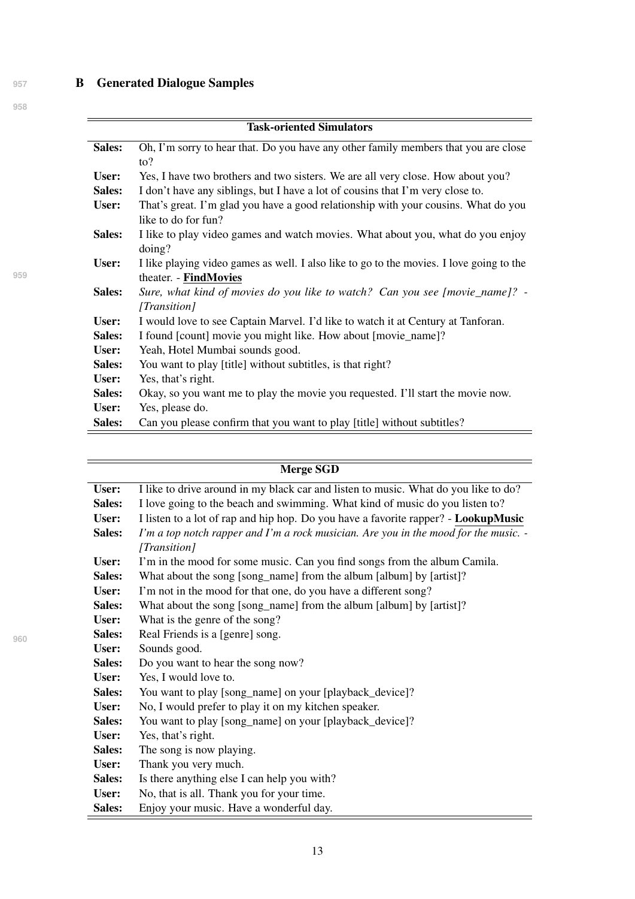## B Generated Dialogue Samples

| Task-oriented Simulators | |
|---|---|
| **Sales:** | Oh, I'm sorry to hear that. Do you have any other family members that you are close to? |
| **User:** | Yes, I have two brothers and two sisters. We are all very close. How about you? |
| **Sales:** | I don't have any siblings, but I have a lot of cousins that I'm very close to. |
| **User:** | That's great. I'm glad you have a good relationship with your cousins. What do you like to do for fun? |
| **Sales:** | I like to play video games and watch movies. What about you, what do you enjoy doing? |
| **User:** | I like playing video games as well. I also like to go to the movies. I love going to the theater. - **FindMovies** |
| **Sales:** | *Sure, what kind of movies do you like to watch? Can you see [movie_name]? - [Transition]* |
| **User:** | I would love to see Captain Marvel. I'd like to watch it at Century at Tanforan. |
| **Sales:** | I found [count] movie you might like. How about [movie_name]? |
| **User:** | Yeah, Hotel Mumbai sounds good. |
| **Sales:** | You want to play [title] without subtitles, is that right? |
| **User:** | Yes, that's right. |
| **Sales:** | Okay, so you want me to play the movie you requested. I'll start the movie now. |
| **User:** | Yes, please do. |
| **Sales:** | Can you please confirm that you want to play [title] without subtitles? |

| Merge SGD | |
|---|---|
| **User:** | I like to drive around in my black car and listen to music. What do you like to do? |
| **Sales:** | I love going to the beach and swimming. What kind of music do you listen to? |
| **User:** | I listen to a lot of rap and hip hop. Do you have a favorite rapper? - **LookupMusic** |
| **Sales:** | *I'm a top notch rapper and I'm a rock musician. Are you in the mood for the music. - [Transition]* |
| **User:** | I'm in the mood for some music. Can you find songs from the album Camila. |
| **Sales:** | What about the song [song_name] from the album [album] by [artist]? |
| **User:** | I'm not in the mood for that one, do you have a different song? |
| **Sales:** | What about the song [song_name] from the album [album] by [artist]? |
| **User:** | What is the genre of the song? |
| **Sales:** | Real Friends is a [genre] song. |
| **User:** | Sounds good. |
| **Sales:** | Do you want to hear the song now? |
| **User:** | Yes, I would love to. |
| **Sales:** | You want to play [song_name] on your [playback_device]? |
| **User:** | No, I would prefer to play it on my kitchen speaker. |
| **Sales:** | You want to play [song_name] on your [playback_device]? |
| **User:** | Yes, that's right. |
| **Sales:** | The song is now playing. |
| **User:** | Thank you very much. |
| **Sales:** | Is there anything else I can help you with? |
| **User:** | No, that is all. Thank you for your time. |
| **Sales:** | Enjoy your music. Have a wonderful day. |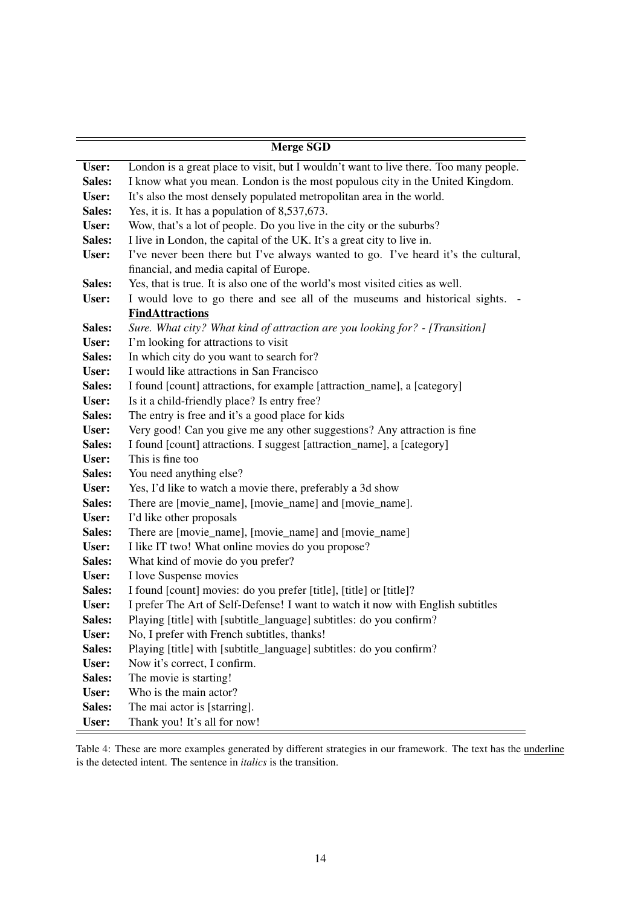| Merge SGD | |
|---|---|
| **User:** | London is a great place to visit, but I wouldn't want to live there. Too many people. |
| **Sales:** | I know what you mean. London is the most populous city in the United Kingdom. |
| **User:** | It's also the most densely populated metropolitan area in the world. |
| **Sales:** | Yes, it is. It has a population of 8,537,673. |
| **User:** | Wow, that's a lot of people. Do you live in the city or the suburbs? |
| **Sales:** | I live in London, the capital of the UK. It's a great city to live in. |
| **User:** | I've never been there but I've always wanted to go. I've heard it's the cultural, financial, and media capital of Europe. |
| **Sales:** | Yes, that is true. It is also one of the world's most visited cities as well. |
| **User:** | I would love to go there and see all of the museums and historical sights. - <u>**FindAttractions**</u> |
| **Sales:** | *Sure. What city? What kind of attraction are you looking for? - [Transition]* |
| **User:** | I'm looking for attractions to visit |
| **Sales:** | In which city do you want to search for? |
| **User:** | I would like attractions in San Francisco |
| **Sales:** | I found [count] attractions, for example [attraction_name], a [category] |
| **User:** | Is it a child-friendly place? Is entry free? |
| **Sales:** | The entry is free and it's a good place for kids |
| **User:** | Very good! Can you give me any other suggestions? Any attraction is fine |
| **Sales:** | I found [count] attractions. I suggest [attraction_name], a [category] |
| **User:** | This is fine too |
| **Sales:** | You need anything else? |
| **User:** | Yes, I'd like to watch a movie there, preferably a 3d show |
| **Sales:** | There are [movie_name], [movie_name] and [movie_name]. |
| **User:** | I'd like other proposals |
| **Sales:** | There are [movie_name], [movie_name] and [movie_name] |
| **User:** | I like IT two! What online movies do you propose? |
| **Sales:** | What kind of movie do you prefer? |
| **User:** | I love Suspense movies |
| **Sales:** | I found [count] movies: do you prefer [title], [title] or [title]? |
| **User:** | I prefer The Art of Self-Defense! I want to watch it now with English subtitles |
| **Sales:** | Playing [title] with [subtitle_language] subtitles: do you confirm? |
| **User:** | No, I prefer with French subtitles, thanks! |
| **Sales:** | Playing [title] with [subtitle_language] subtitles: do you confirm? |
| **User:** | Now it's correct, I confirm. |
| **Sales:** | The movie is starting! |
| **User:** | Who is the main actor? |
| **Sales:** | The mai actor is [starring]. |
| **User:** | Thank you! It's all for now! |

Table 4: These are more examples generated by different strategies in our framework. The text has the <u>underline</u> is the detected intent. The sentence in *italics* is the transition.